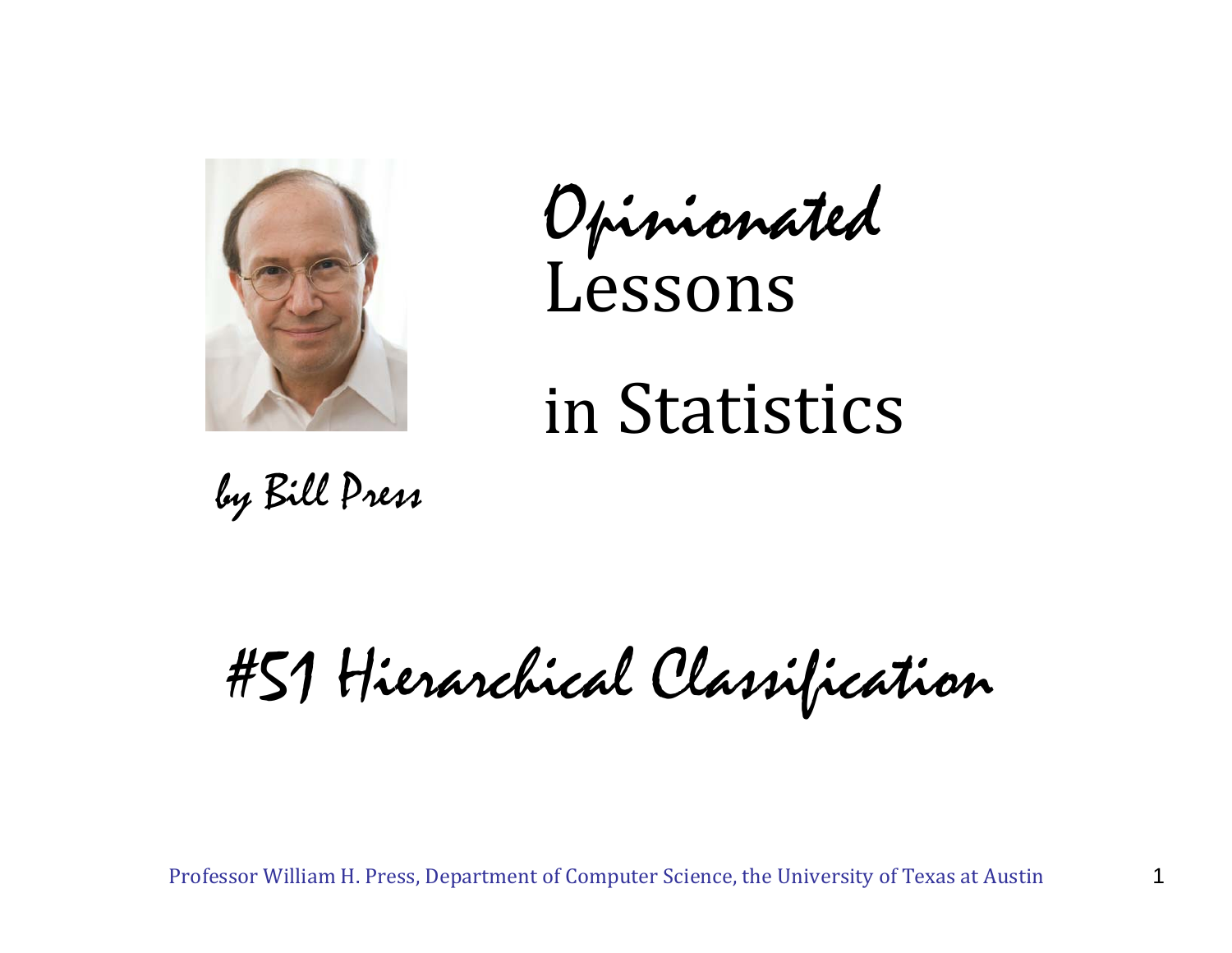# *Opinionated* Lessons in Statistics

*by Bill Press*

## *#51 Hierarchical Classification*

Professor William H. Press, Department of Computer Science, the University of Texas at Austin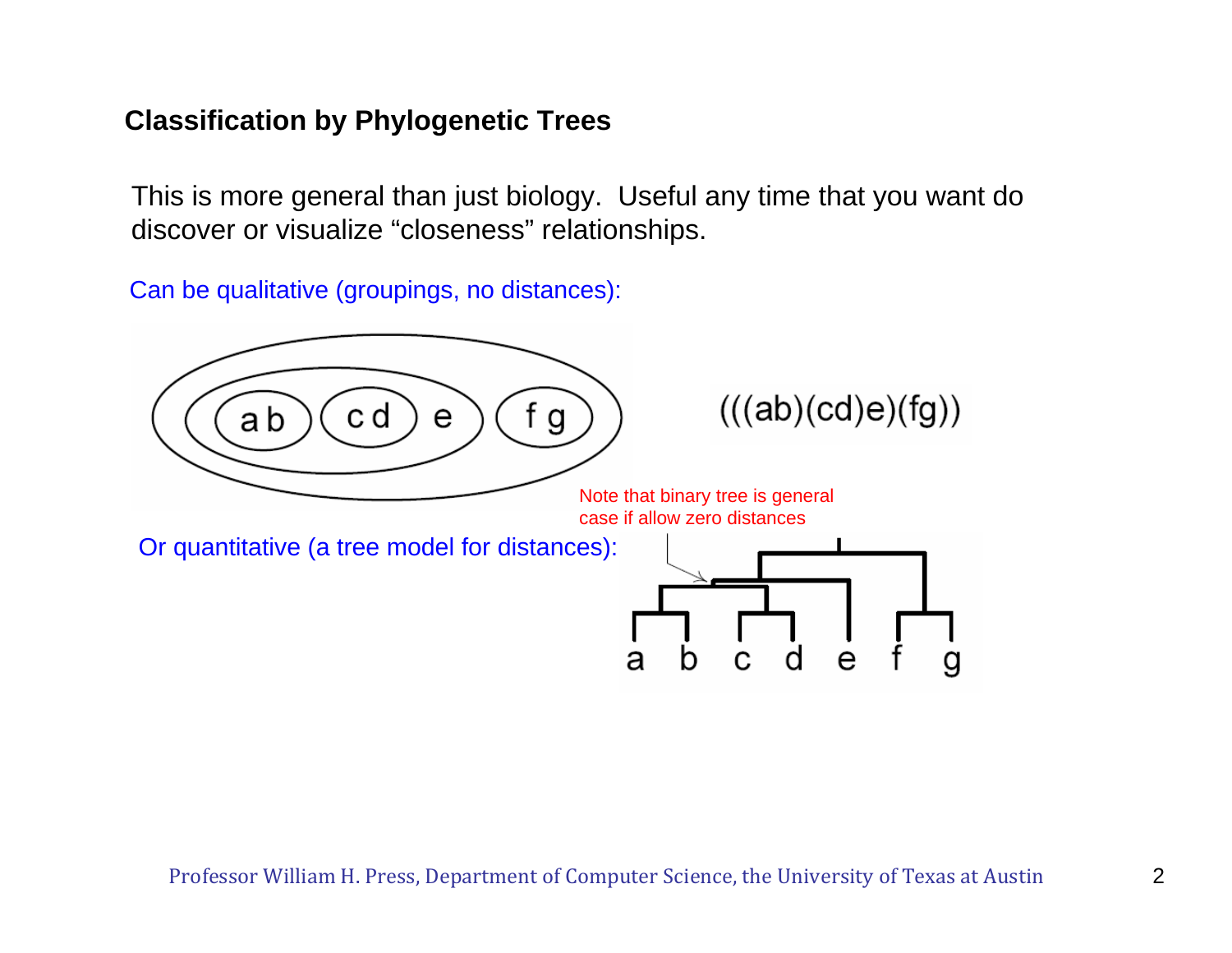## Classification by Phylogenetic Trees

This is more general than just biology. Useful any time that you want do discover or visualize "closeness" relationships.

Can be qualitative (groupings, no distances):

(((ab)(cd)e)(fg))

Note that binary tree is general case if allow zero distances

Or quantitative (a tree model for distances):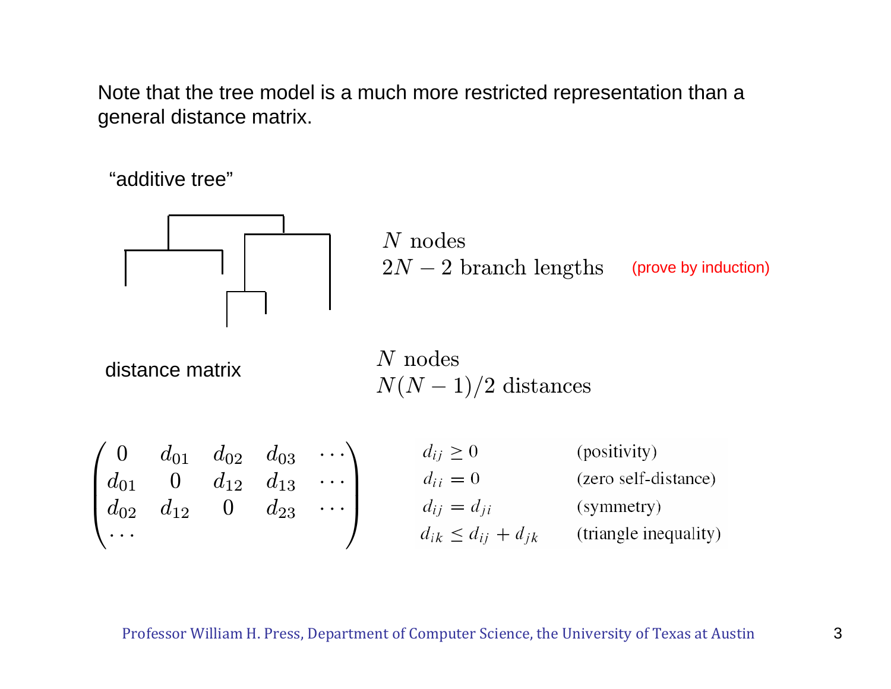Note that the tree model is a much more restricted representation than a general distance matrix.

"additive tree"

$N$ nodes
$2N - 2$ branch lengths (prove by induction)

distance matrix

$N$ nodes
$N(N-1)/2$ distances

$$
\begin{pmatrix}
0 & d_{01} & d_{02} & d_{03} & \cdots \\
d_{01} & 0 & d_{12} & d_{13} & \cdots \\
d_{02} & d_{12} & 0 & d_{23} & \cdots \\
\cdots & & & &
\end{pmatrix}
$$

| | |
|---|---|
| $d_{ij} \geq 0$ | (positivity) |
| $d_{ii} = 0$ | (zero self-distance) |
| $d_{ij} = d_{ji}$ | (symmetry) |
| $d_{ik} \leq d_{ij} + d_{jk}$ | (triangle inequality) |

Professor William H. Press, Department of Computer Science, the University of Texas at Austin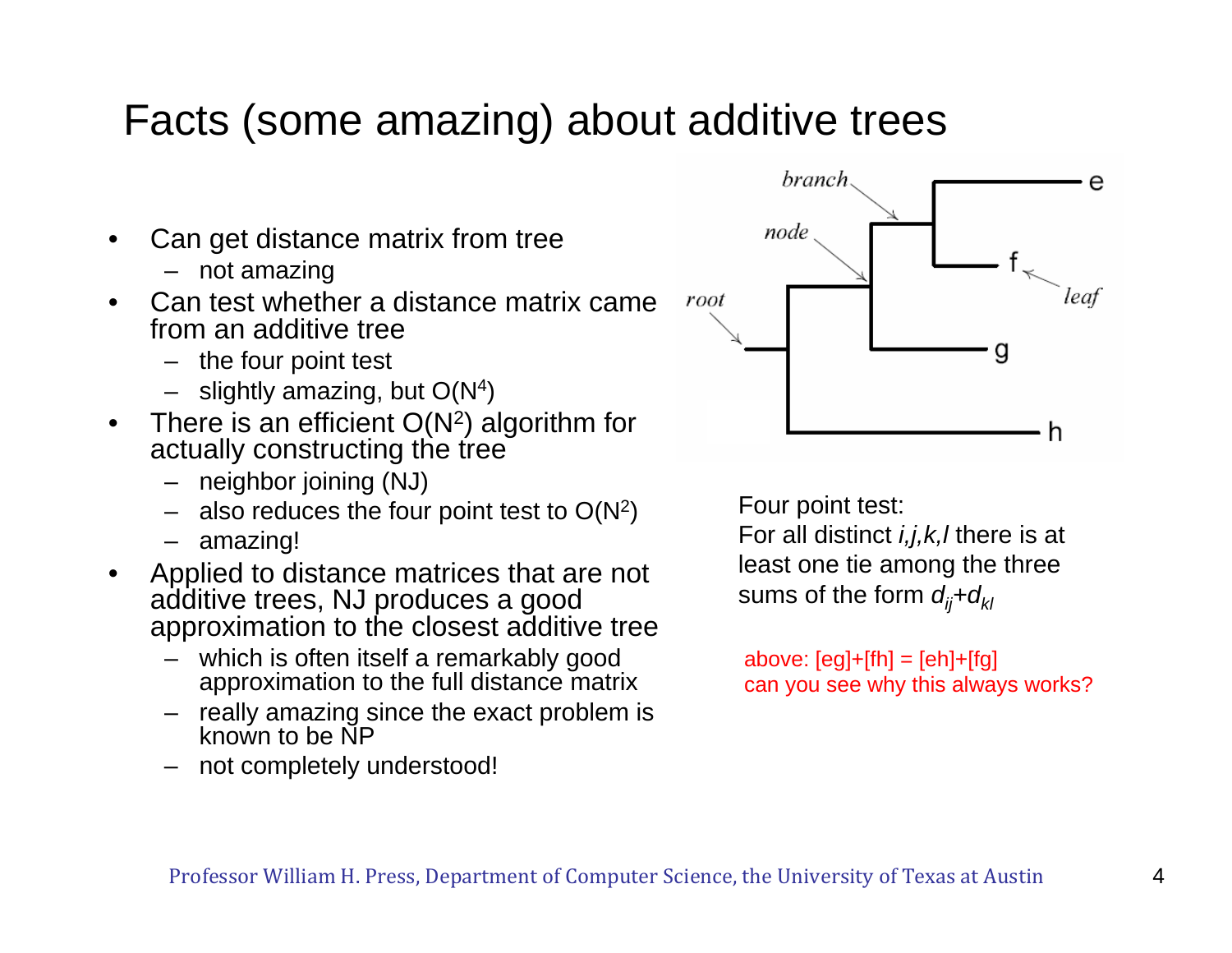# Facts (some amazing) about additive trees

- Can get distance matrix from tree
  - not amazing
- Can test whether a distance matrix came from an additive tree
  - the four point test
  - slightly amazing, but $O(N^4)$
- There is an efficient $O(N^2)$ algorithm for actually constructing the tree
  - neighbor joining (NJ)
  - also reduces the four point test to $O(N^2)$
  - amazing!
- Applied to distance matrices that are not additive trees, NJ produces a good approximation to the closest additive tree
  - which is often itself a remarkably good approximation to the full distance matrix
  - really amazing since the exact problem is known to be NP
  - not completely understood!

Four point test:
For all distinct $i,j,k,l$ there is at least one tie among the three sums of the form $d_{ij}+d_{kl}$

above: [eg]+[fh] = [eh]+[fg]
can you see why this always works?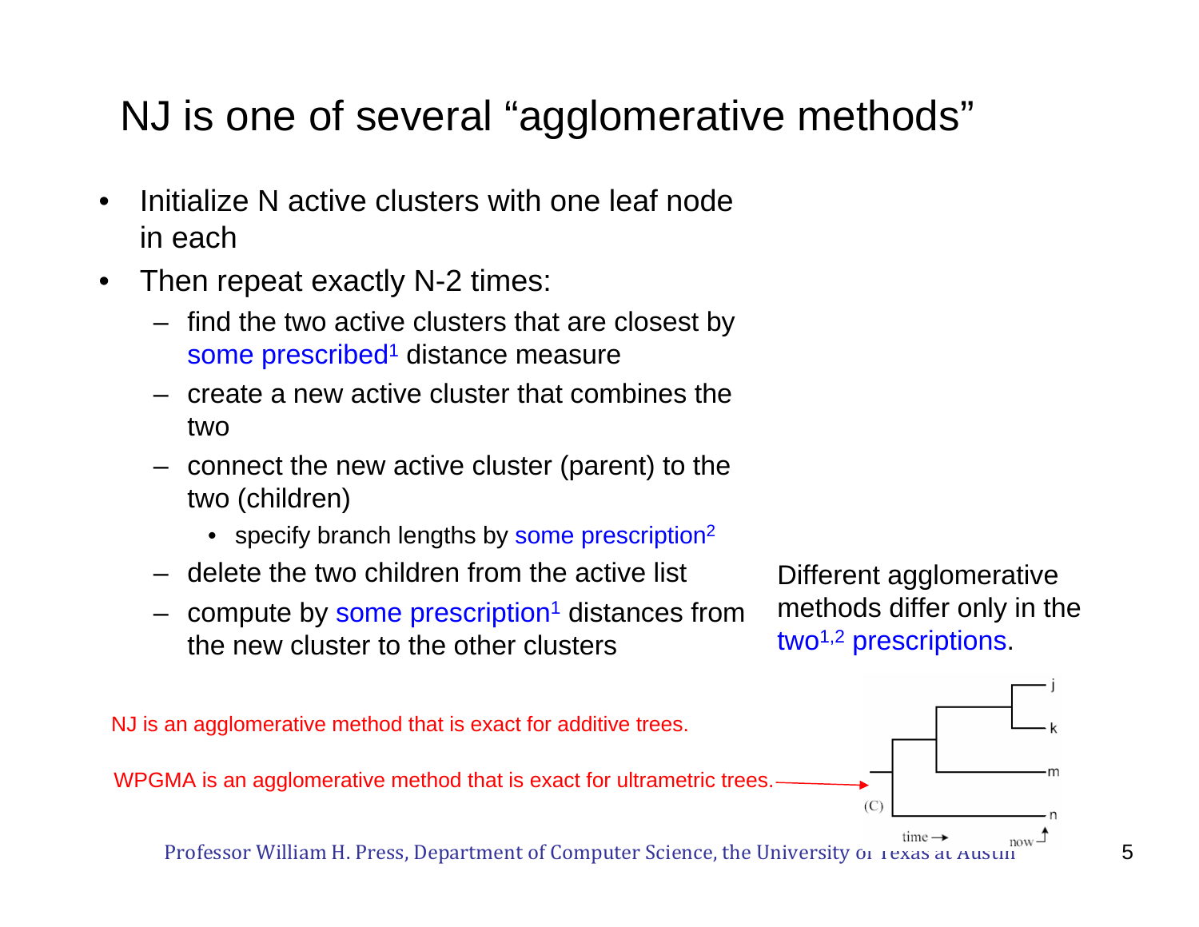# NJ is one of several "agglomerative methods"

- Initialize N active clusters with one leaf node in each
- Then repeat exactly N-2 times:
  - find the two active clusters that are closest by some prescribed[1] distance measure
  - create a new active cluster that combines the two
  - connect the new active cluster (parent) to the two (children)
    - specify branch lengths by some prescription[2]
  - delete the two children from the active list
  - compute by some prescription[1] distances from the new cluster to the other clusters

Different agglomerative methods differ only in the two[1,2] prescriptions.

NJ is an agglomerative method that is exact for additive trees.

WPGMA is an agglomerative method that is exact for ultrametric trees.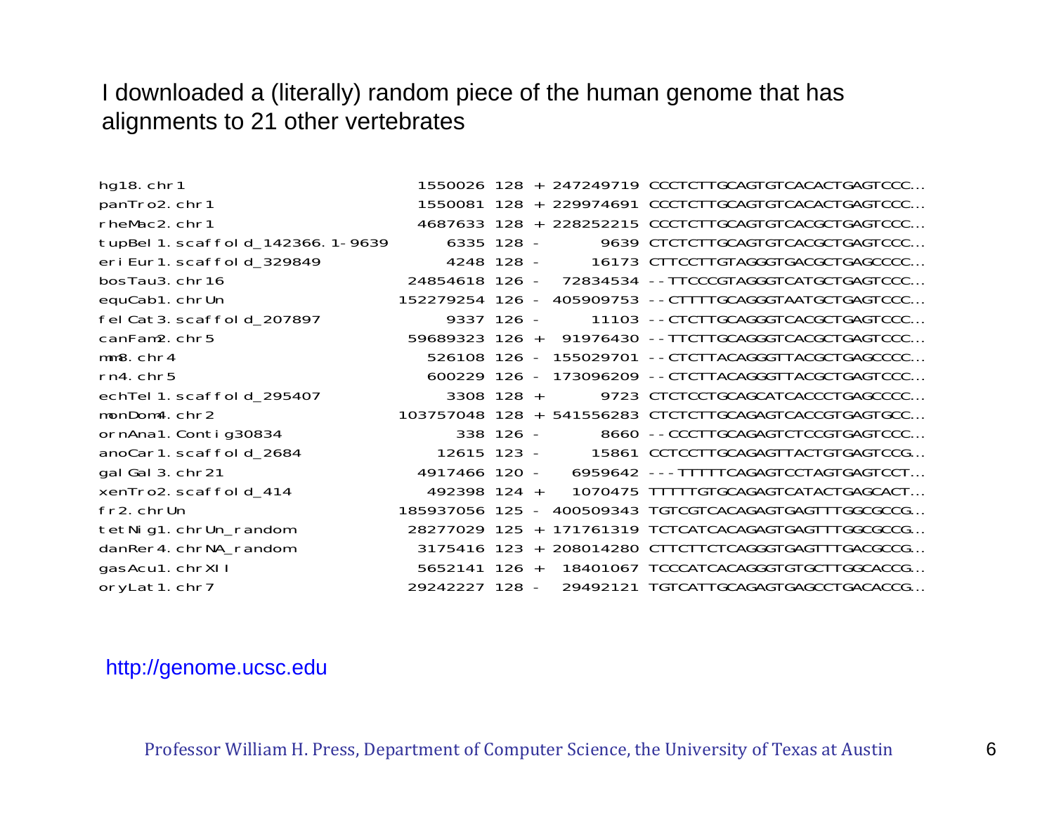I downloaded a (literally) random piece of the human genome that has alignments to 21 other vertebrates

```
hg18.chr1                         1550026 128 + 247249719 CCCTCTTGCAGTGTCACACTGAGTCCC...
panTro2.chr1                      1550081 128 + 229974691 CCCTCTTGCAGTGTCACACTGAGTCCC...
rheMac2.chr1                      4687633 128 + 228252215 CCCTCTTGCAGTGTCACGCTGAGTCCC...
tupBel1.scaffold_142366.1-9639       6335 128 -      9639 CTCTCTTGCAGTGTCACGCTGAGTCCC...
eriEur1.scaffold_329849              4248 128 -     16173 CTTCCTTGTAGGGTGACGCTGAGCCCC...
bosTau3.chr16                    24854618 126 -  72834534 --TTCCCGTAGGGTCATGCTGAGTCCC...
equCab1.chrUn                   152279254 126 - 405909753 --CTTTTGCAGGGTAATGCTGAGTCCC...
felCat3.scaffold_207897              9337 126 -     11103 --CTCTTGCAGGGTCACGCTGAGTCCC...
canFam2.chr5                     59689323 126 +  91976430 --TTCTTGCAGGGTCACGCTGAGTCCC...
mm8.chr4                           526108 126 - 155029701 --CTCTTACAGGGTTACGCTGAGCCCC...
rn4.chr5                           600229 126 - 173096209 --CTCTTACAGGGTTACGCTGAGTCCC...
echTel1.scaffold_295407              3308 128 +      9723 CTCTCCTGCAGCATCACCCTGAGCCCC...
monDom4.chr2                    103757048 128 + 541556283 CTCTCTTGCAGAGTCACCGTGAGTGCC...
ornAna1.Contig30834                   338 126 -      8660 --CCCTTGCAGAGTCTCCGTGAGTCCC...
anoCar1.scaffold_2684               12615 123 -     15861 CCTCCTTGCAGAGTTACTGTGAGTCCG...
galGal3.chr21                     4917466 120 -   6959642 ---TTTTTCAGAGTCCTAGTGAGTCCT...
xenTro2.scaffold_414               492398 124 +   1070475 TTTTTGTGCAGAGTCATACTGAGCACT...
fr2.chrUn                       185937056 125 - 400509343 TGTCGTCACAGAGTGAGTTTGGCGCCG...
tetNig1.chrUn_random             28277029 125 + 171761319 TCTCATCACAGAGTGAGTTTGGCGCCG...
danRer4.chrNA_random              3175416 123 + 208014280 CTTCTTCTCAGGGTGAGTTTGACGCCG...
gasAcu1.chrXII                    5652141 126 +  18401067 TCCCATCACAGGGTGTGCTTGGCACCG...
oryLat1.chr7                     29242227 128 -  29492121 TGTCATTGCAGAGTGAGCCTGACACCG...
```

http://genome.ucsc.edu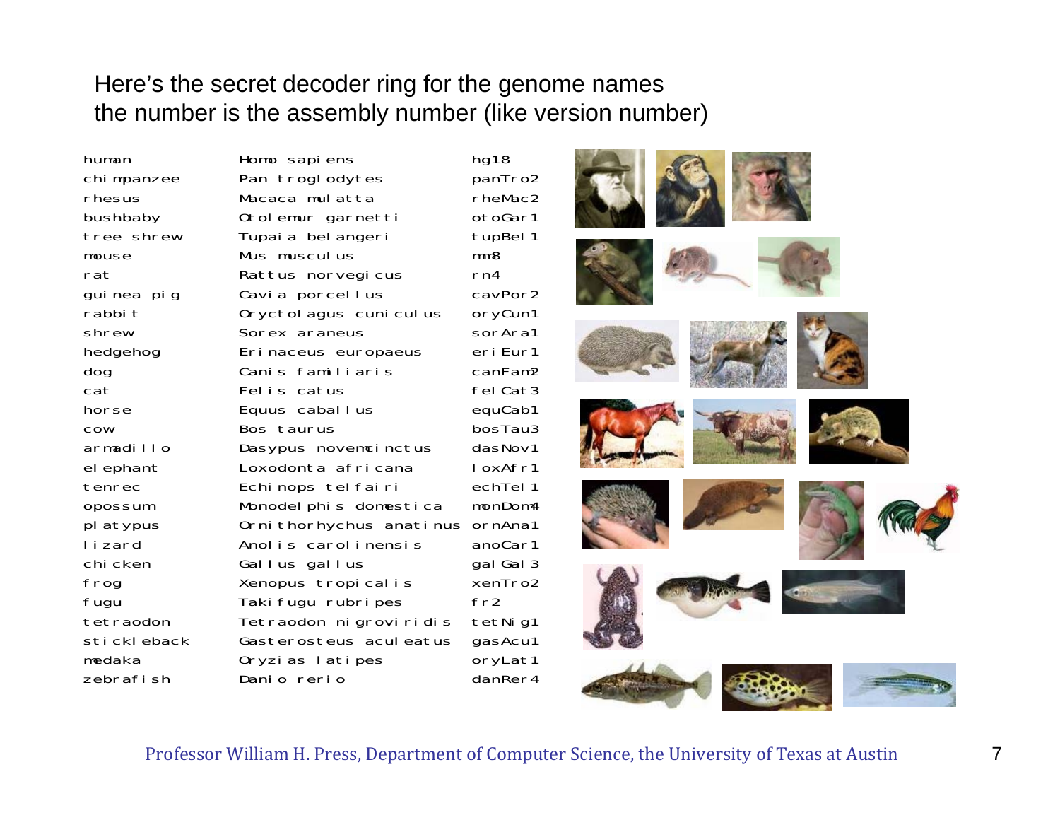Here's the secret decoder ring for the genome names
the number is the assembly number (like version number)

| | | |
|---|---|---|
| human | Homo sapiens | hg18 |
| chimpanzee | Pan troglodytes | panTro2 |
| rhesus | Macaca mulatta | rheMac2 |
| bushbaby | Otolemur garnetti | otoGar1 |
| tree shrew | Tupaia belangeri | tupBel1 |
| mouse | Mus musculus | mm8 |
| rat | Rattus norvegicus | rn4 |
| guinea pig | Cavia porcellus | cavPor2 |
| rabbit | Oryctolagus cuniculus | oryCun1 |
| shrew | Sorex araneus | sorAra1 |
| hedgehog | Erinaceus europaeus | eriEur1 |
| dog | Canis familiaris | canFam2 |
| cat | Felis catus | felCat3 |
| horse | Equus caballus | equCab1 |
| cow | Bos taurus | bosTau3 |
| armadillo | Dasypus novemcinctus | dasNov1 |
| elephant | Loxodonta africana | loxAfr1 |
| tenrec | Echinops telfairi | echTel1 |
| opossum | Monodelphis domestica | monDom4 |
| platypus | Ornithorhychus anatinus | ornAna1 |
| lizard | Anolis carolinensis | anoCar1 |
| chicken | Gallus gallus | galGal3 |
| frog | Xenopus tropicalis | xenTro2 |
| fugu | Takifugu rubripes | fr2 |
| tetraodon | Tetraodon nigroviridis | tetNig1 |
| stickleback | Gasterosteus aculeatus | gasAcu1 |
| medaka | Oryzias latipes | oryLat1 |
| zebrafish | Danio rerio | danRer4 |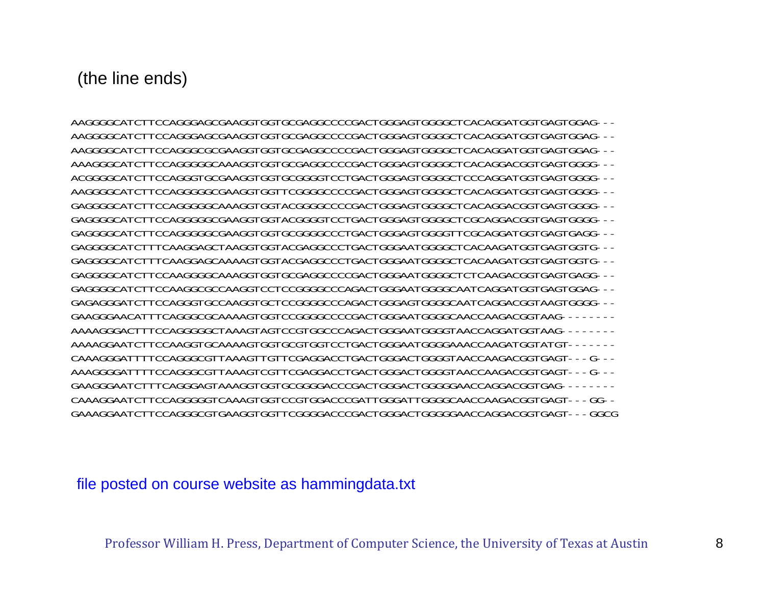(the line ends)

```
AAGGGGCATCTTCCAGGGAGCGAAGGTGGTGCGAGGCCCCGACTGGGAGTGGGGCTCACAGGATGGTGAGTGGAG---
AAGGGGCATCTTCCAGGGAGCGAAGGTGGTGCGAGGCCCCGACTGGGAGTGGGGCTCACAGGATGGTGAGTGGAG---
AAGGGGCATCTTCCAGGGCGCGAAGGTGGTGCGAGGCCCCGACTGGGAGTGGGGCTCACAGGATGGTGAGTGGAG---
AAAGGGCATCTTCCAGGGGGCAAAGGTGGTGCGAGGCCCCGACTGGGAGTGGGGCTCACAGGACGGTGAGTGGGG---
ACGGGGCATCTTCCAGGGTGCGAAGGTGGTGCGGGGTCCTGACTGGGAGTGGGGCTCCCAGGATGGTGAGTGGGG---
AAGGGGCATCTTCCAGGGGGCGAAGGTGGTTCGGGGCCCCGACTGGGAGTGGGGCTCACAGGATGGTGAGTGGGG---
GAGGGGCATCTTCCAGGGGGCAAAGGTGGTACGGGGCCCCGACTGGGAGTGGGGCTCACAGGACGGTGAGTGGGG---
GAGGGGCATCTTCCAGGGGGCGAAGGTGGTACGGGGTCCTGACTGGGAGTGGGGCTCGCAGGACGGTGAGTGGGG---
GAGGGGCATCTTCCAGGGGGCGAAGGTGGTGCGGGGCCCTGACTGGGAGTGGGGTTCGCAGGATGGTGAGTGAGG---
GAGGGGCATCTTTCAAGGAGCTAAGGTGGTACGAGGCCCTGACTGGGAATGGGGCTCACAAGATGGTGAGTGGTG---
GAGGGGCATCTTTCAAGGAGCAAAAGTGGTACGAGGCCCTGACTGGGAATGGGGCTCACAAGATGGTGAGTGGTG---
GAGGGGCATCTTCCAAGGGGCAAAGGTGGTGCGAGGCCCCGACTGGGAATGGGGCTCTCAAGACGGTGAGTGAGG---
GAGGGGCATCTTCCAAGGCGCCAAGGTCCTCCGGGGCCCAGACTGGGAATGGGGCAATCAGGATGGTGAGTGGAG---
GAGAGGGATCTTCCAGGGTGCAAAGGTGCTCCGGGGCCCAGACTGGGAGTGGGGCAATCAGGACGGTAAGTGGGG---
GAAGGGAACATTTCAGGGCGCAAAAGTGGTCCGGGGCCCCGACTGGGAATGGGGCAACCAAGACGGTAAG--------
AAAAGGGACTTTCCAGGGGGCTAAAGTAGTCCGTGGCCCAGACTGGGAATGGGGTAACCAGGATGGTAAG--------
AAAAGGAATCTTCCAAGGTGCAAAAGTGGTGCGTGGTCCTGACTGGGAATGGGGAAACCAAGATGGTATGT-------
CAAAGGGATTTTCCAGGGCGTTAAAGTTGTTCGAGGACCTGACTGGGACTGGGGTAACCAAGACGGTGAGT---G---
AAAGGGGATTTTCCAGGGCGTTAAAGTCGTTCGAGGACCTGACTGGGACTGGGGTAACCAAGACGGTGAGT---G---
GAAGGGAATCTTTCAGGGAGTAAAGGTGGTGCGGGGACCCGACTGGGACTGGGGGAACCAGGACGGTGAG--------
CAAAGGAATCTTCCAGGGGGTCAAAGTGGTCCGTGGACCCGATTGGGATTGGGGCAACCAAGACGGTGAGT---GG--
GAAAGGAATCTTCCAGGGCGTGAAGGTGGTTCGGGGACCCGACTGGGACTGGGGGAACCAGGACGGTGAGT---GGCG
```

file posted on course website as hammingdata.txt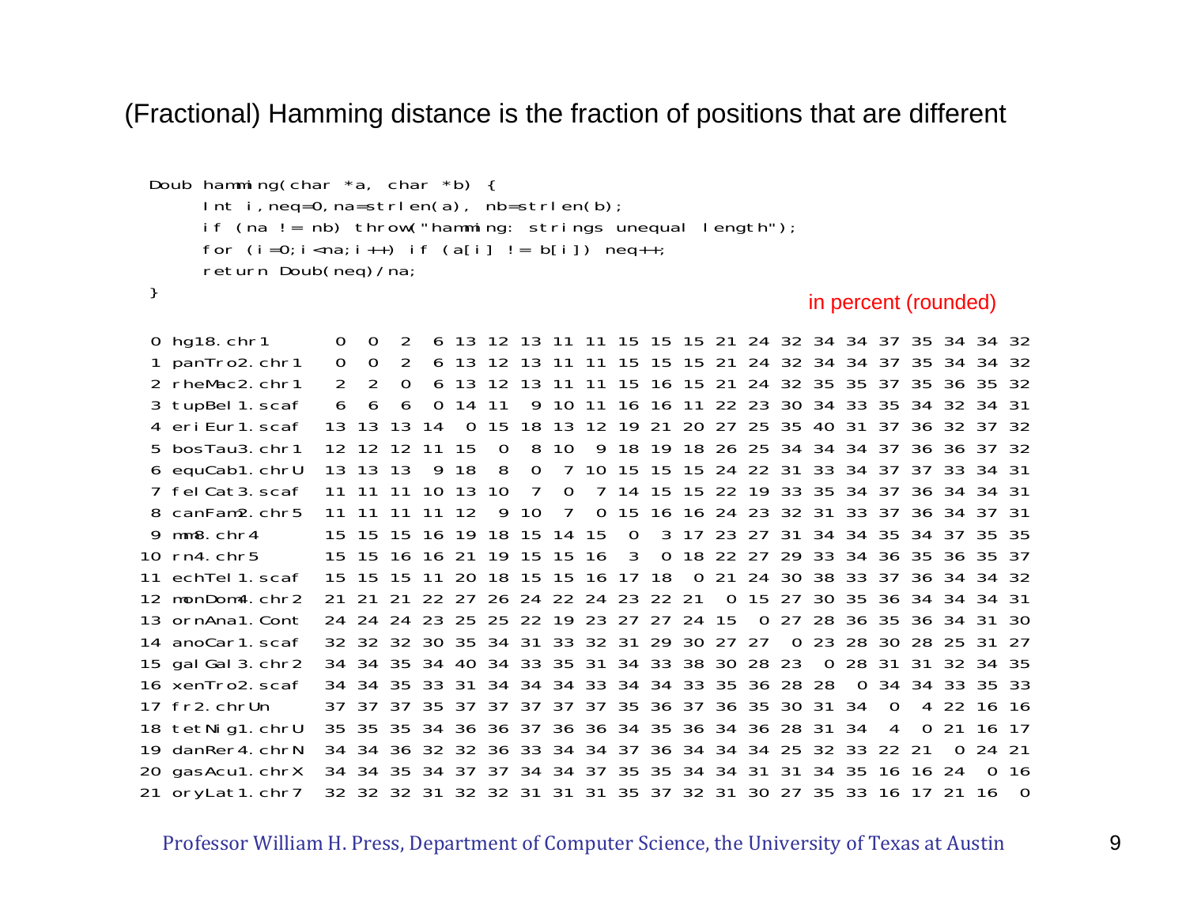# (Fractional) Hamming distance is the fraction of positions that are different

```
Doub hamming(char *a, char *b) {
     Int i,neq=0,na=strlen(a), nb=strlen(b);
     if (na != nb) throw("hamming: strings unequal length");
     for (i=0;i<na;i++) if (a[i] != b[i]) neq++;
     return Doub(neq)/na;
}
```

in percent (rounded)

```
 0 hg18.chr1       0  0  2  6 13 12 13 11 11 15 15 15 21 24 32 34 34 37 35 34 34 32
 1 panTro2.chr1    0  0  2  6 13 12 13 11 11 15 15 15 21 24 32 34 34 37 35 34 34 32
 2 rheMac2.chr1    2  2  0  6 13 12 13 11 11 15 16 15 21 24 32 35 35 37 35 36 35 32
 3 tupBel1.scaf    6  6  6  0 14 11  9 10 11 16 16 11 22 23 30 34 33 35 34 32 34 31
 4 eriEur1.scaf   13 13 13 14  0 15 18 13 12 19 21 20 27 25 35 40 31 37 36 32 37 32
 5 bosTau3.chr1   12 12 12 11 15  0  8 10  9 18 19 18 26 25 34 34 34 37 36 36 37 32
 6 equCab1.chrU   13 13 13  9 18  8  0  7 10 15 15 15 24 22 31 33 34 37 37 33 34 31
 7 felCat3.scaf   11 11 11 10 13 10  7  0  7 14 15 15 22 19 33 35 34 37 36 34 34 31
 8 canFam2.chr5   11 11 11 11 12  9 10  7  0 15 16 16 24 23 32 31 33 37 36 34 37 31
 9 mm8.chr4       15 15 15 16 19 18 15 14 15  0  3 17 23 27 31 34 34 35 34 37 35 35
10 rn4.chr5       15 15 16 16 21 19 15 15 16  3  0 18 22 27 29 33 34 36 35 36 35 37
11 echTel1.scaf   15 15 15 11 20 18 15 15 16 17 18  0 21 24 30 38 33 37 36 34 34 32
12 monDom4.chr2   21 21 21 22 27 26 24 22 24 23 22 21  0 15 27 30 35 36 34 34 34 31
13 ornAna1.Cont   24 24 24 23 25 25 22 19 23 27 27 24 15  0 27 28 36 35 36 34 31 30
14 anoCar1.scaf   32 32 32 30 35 34 31 33 32 31 29 30 27 27  0 23 28 30 28 25 31 27
15 galGal3.chr2   34 34 35 34 40 34 33 35 31 34 33 38 30 28 23  0 28 31 31 32 34 35
16 xenTro2.scaf   34 34 35 33 31 34 34 34 33 34 34 33 35 36 28 28  0 34 34 33 35 33
17 fr2.chrUn      37 37 37 35 37 37 37 37 37 35 36 37 36 35 30 31 34  0  4 22 16 16
18 tetNig1.chrU   35 35 35 34 36 36 37 36 36 34 35 36 34 36 28 31 34  4  0 21 16 17
19 danRer4.chrN   34 34 36 32 32 36 33 34 34 37 36 34 34 34 25 32 33 22 21  0 24 21
20 gasAcu1.chrX   34 34 35 34 37 37 34 34 37 35 35 34 34 31 31 34 35 16 16 24  0 16
21 oryLat1.chr7   32 32 32 31 32 32 31 31 31 35 37 32 31 30 27 35 33 16 17 21 16  0
```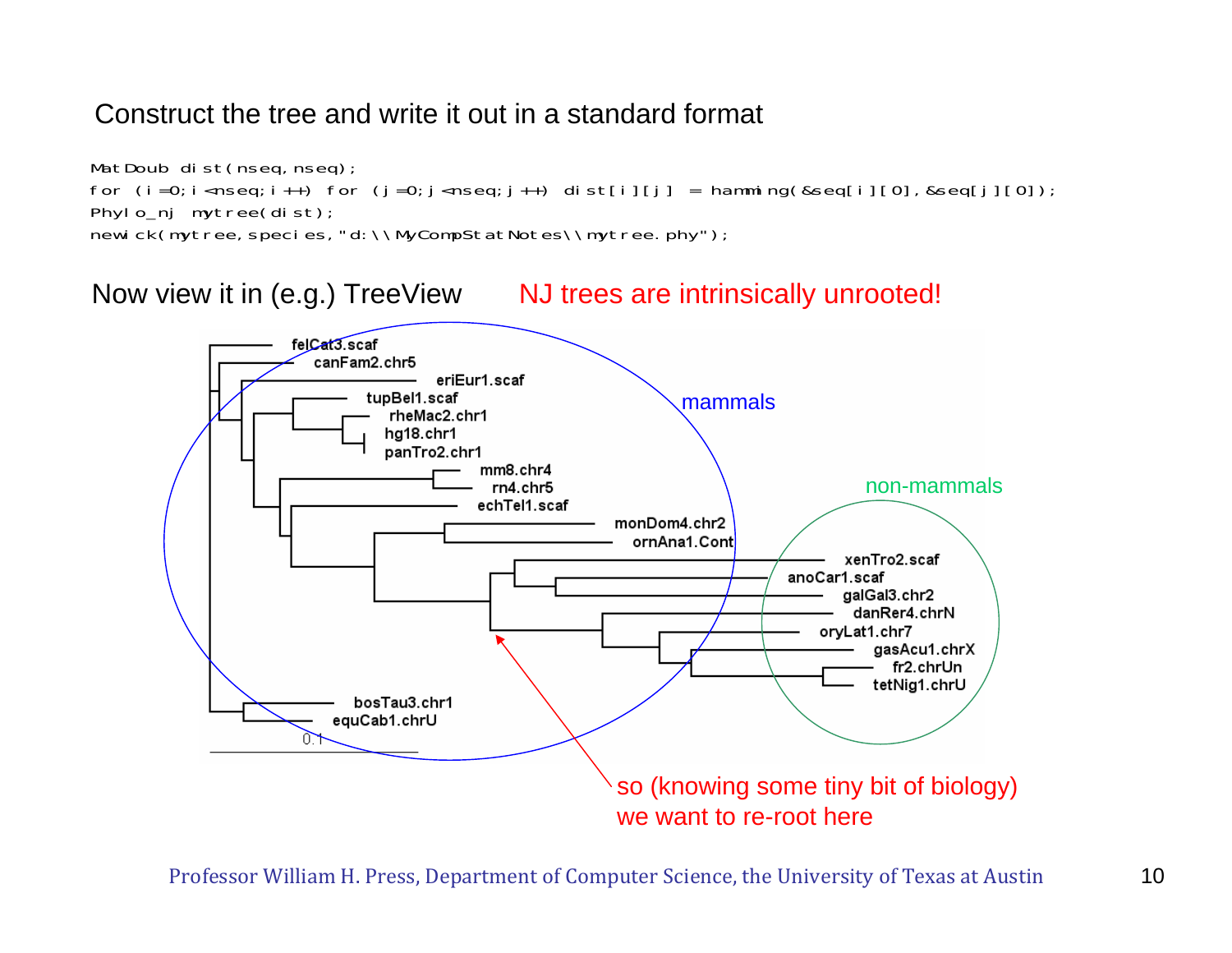Construct the tree and write it out in a standard format

```
MatDoub dist(nseq,nseq);
for (i=0;i<nseq;i++) for (j=0;j<nseq;j++) dist[i][j] = hamming(&seq[i][0],&seq[j][0]);
Phylo_nj mytree(dist);
newick(mytree,species,"d:\\MyCompStatNotes\\mytree.phy");
```

Now view it in (e.g.) TreeView

NJ trees are intrinsically unrooted!

mammals

non-mammals

so (knowing some tiny bit of biology) we want to re-root here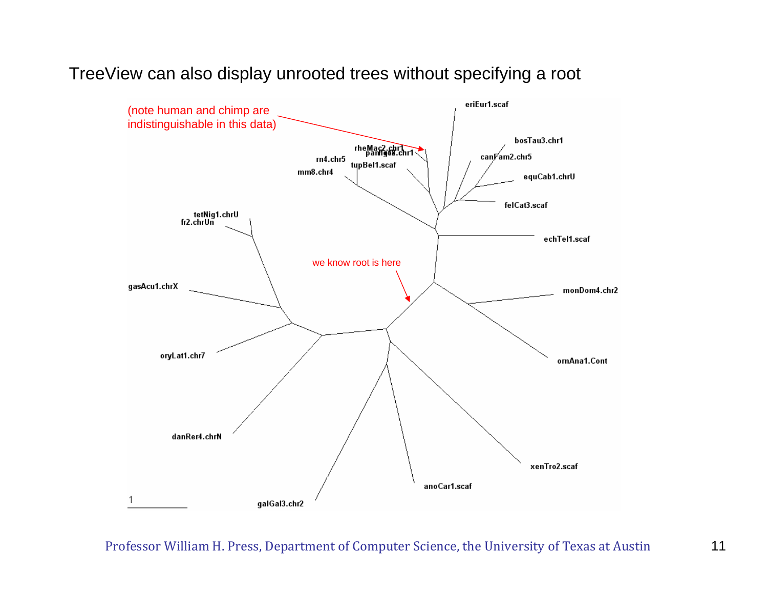# TreeView can also display unrooted trees without specifying a root

(note human and chimp are indistinguishable in this data)

we know root is here

eriEur1.scaf
bosTau3.chr1
canFam2.chr5
equCab1.chrU
felCat3.scaf
echTel1.scaf
monDom4.chr2
ornAna1.Cont
xenTro2.scaf
anoCar1.scaf
galGal3.chr2
danRer4.chrN
oryLat1.chr7
gasAcu1.chrX
tetNig1.chrU
fr2.chrUn
mm8.chr4
rn4.chr5
tupBel1.scaf
rheMac2.chr1
panTro2.chr1
hg18.chr1

1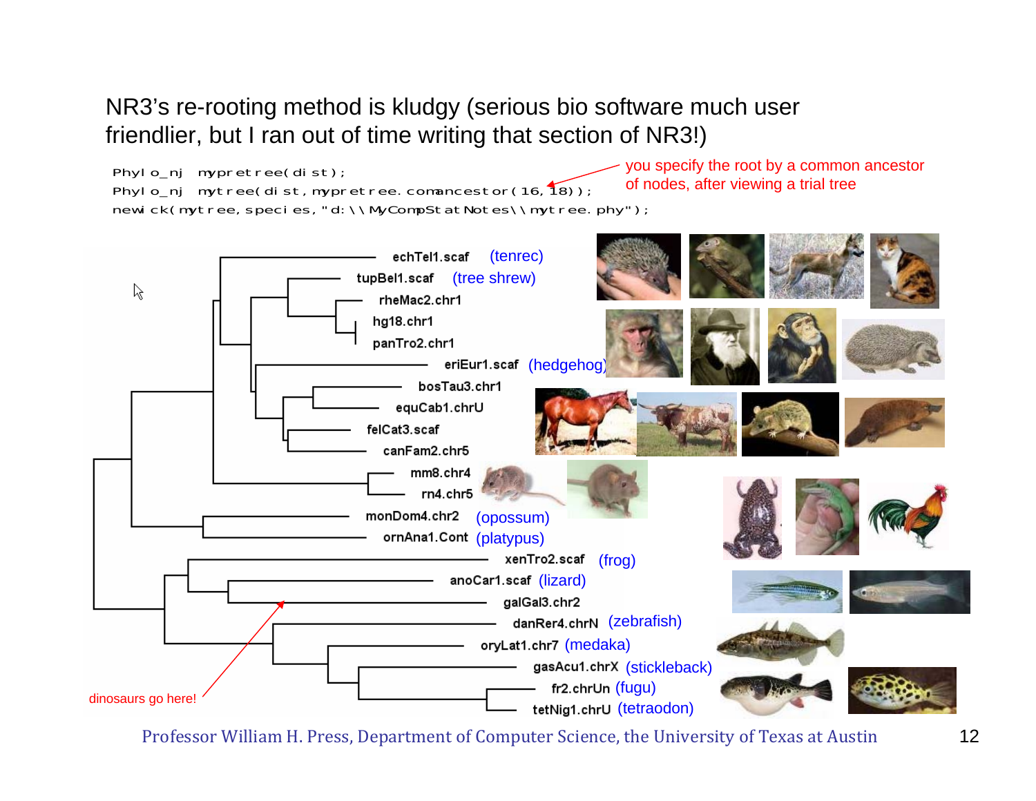NR3's re-rooting method is kludgy (serious bio software much user friendlier, but I ran out of time writing that section of NR3!)

```
Phylo_nj mypretree(dist);
Phylo_nj mytree(dist,mypretree.comancestor(16,18));
newick(mytree,species,"d:\\MyCompStatNotes\\mytree.phy");
```

you specify the root by a common ancestor of nodes, after viewing a trial tree

echTel1.scaf (tenrec)
tupBel1.scaf (tree shrew)
rheMac2.chr1
hg18.chr1
panTro2.chr1
eriEur1.scaf (hedgehog)
bosTau3.chr1
equCab1.chrU
felCat3.scaf
canFam2.chr5
mm8.chr4
rn4.chr5
monDom4.chr2 (opossum)
ornAna1.Cont (platypus)
xenTro2.scaf (frog)
anoCar1.scaf (lizard)
galGal3.chr2
danRer4.chrN (zebrafish)
oryLat1.chr7 (medaka)
gasAcu1.chrX (stickleback)
fr2.chrUn (fugu)
tetNig1.chrU (tetraodon)

dinosaurs go here!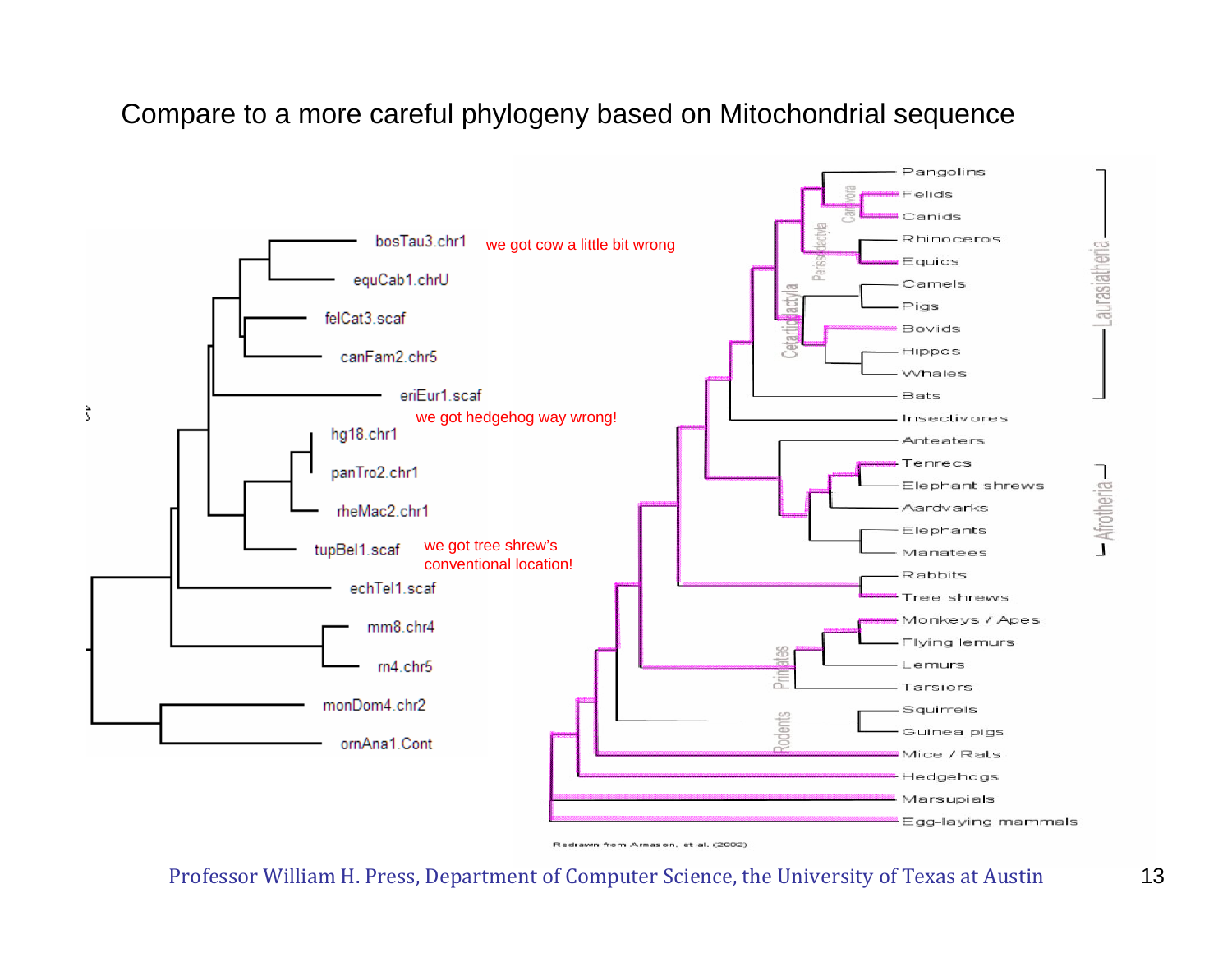# Compare to a more careful phylogeny based on Mitochondrial sequence

bosTau3.chr1 — we got cow a little bit wrong

equCab1.chrU

felCat3.scaf

canFam2.chr5

eriEur1.scaf — we got hedgehog way wrong!

hg18.chr1

panTro2.chr1

rheMac2.chr1

tupBel1.scaf — we got tree shrew's conventional location!

echTel1.scaf

mm8.chr4

rn4.chr5

monDom4.chr2

ornAna1.Cont

Pangolins, Felids, Canids, Rhinoceros, Equids, Camels, Pigs, Bovids, Hippos, Whales, Bats, Insectivores, Anteaters, Tenrecs, Elephant shrews, Aardvarks, Elephants, Manatees, Rabbits, Tree shrews, Monkeys / Apes, Flying lemurs, Lemurs, Tarsiers, Squirrels, Guinea pigs, Mice / Rats, Hedgehogs, Marsupials, Egg-laying mammals

Carnivora, Perissodactyla, Cetartiodactyla, Laurasiatheria, Afrotheria, Primates, Rodents

Redrawn from Arnason, et al. (2002)

Professor William H. Press, Department of Computer Science, the University of Texas at Austin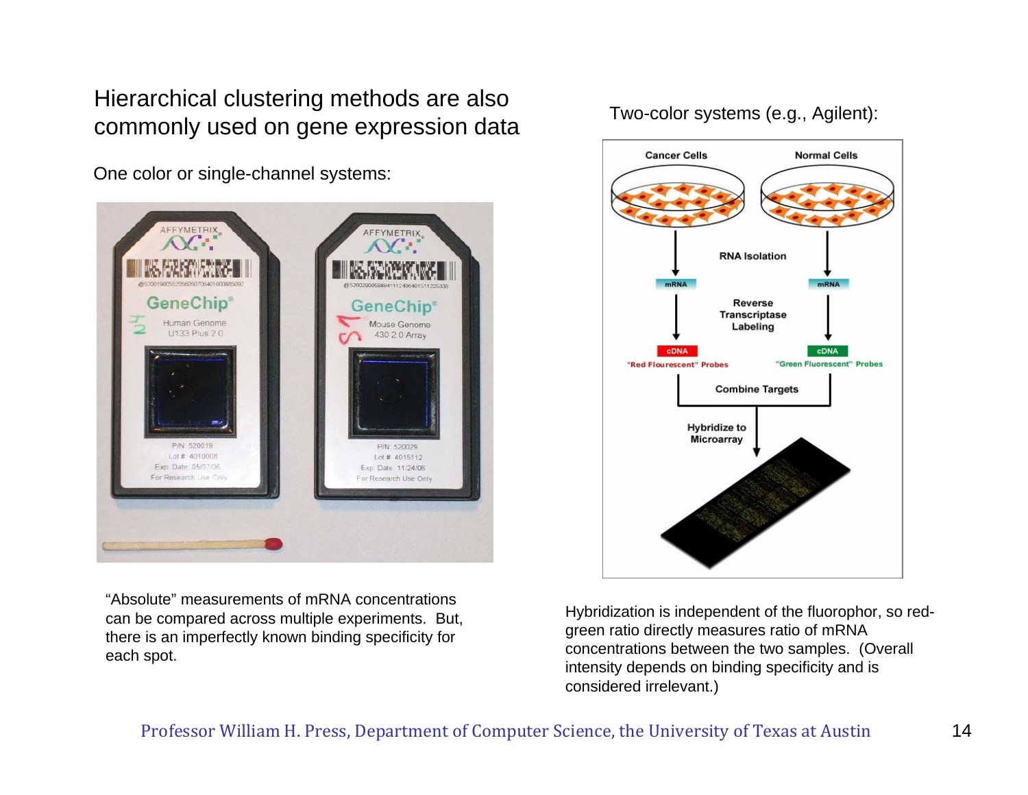# Hierarchical clustering methods are also commonly used on gene expression data

One color or single-channel systems:

"Absolute" measurements of mRNA concentrations can be compared across multiple experiments. But, there is an imperfectly known binding specificity for each spot.

Two-color systems (e.g., Agilent):

Hybridization is independent of the fluorophor, so red-green ratio directly measures ratio of mRNA concentrations between the two samples. (Overall intensity depends on binding specificity and is considered irrelevant.)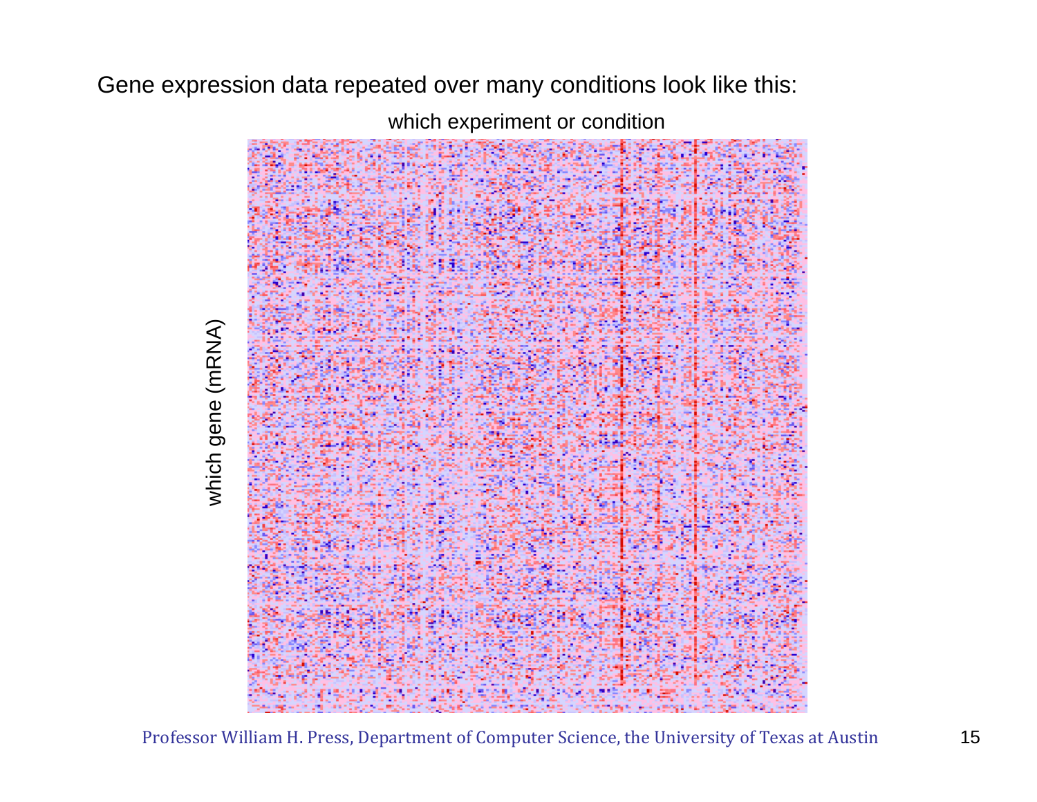Gene expression data repeated over many conditions look like this:

which experiment or condition

which gene (mRNA)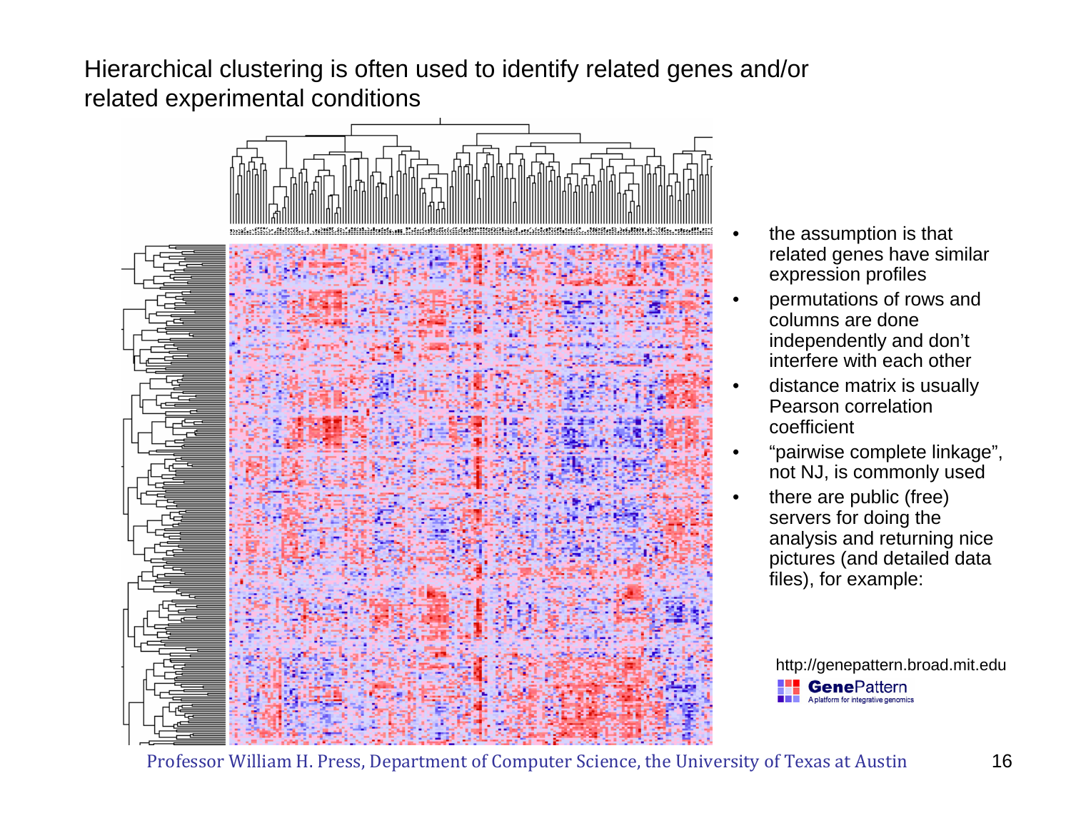Hierarchical clustering is often used to identify related genes and/or related experimental conditions

- the assumption is that related genes have similar expression profiles
- permutations of rows and columns are done independently and don't interfere with each other
- distance matrix is usually Pearson correlation coefficient
- "pairwise complete linkage", not NJ, is commonly used
- there are public (free) servers for doing the analysis and returning nice pictures (and detailed data files), for example:

http://genepattern.broad.mit.edu

GenePattern
A platform for integrative genomics